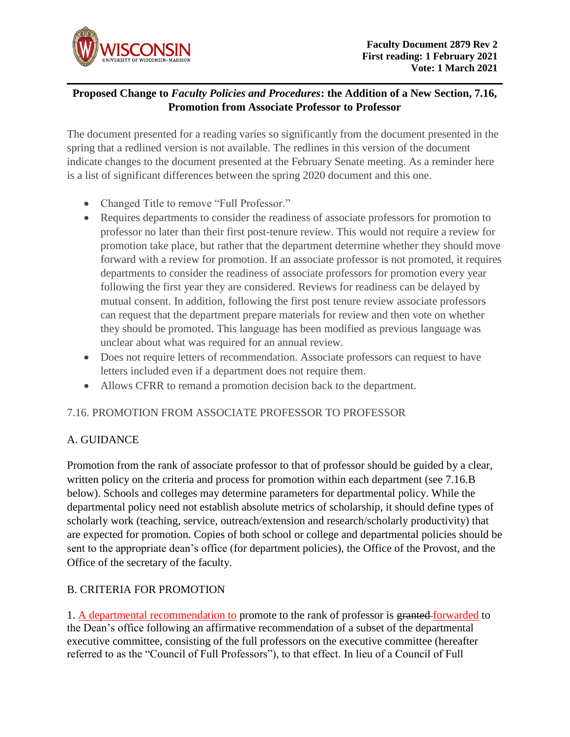**Faculty Document 2879 Rev 2**
**First reading: 1 February 2021**
**Vote: 1 March 2021**

## Proposed Change to *Faculty Policies and Procedures*: the Addition of a New Section, 7.16, Promotion from Associate Professor to Professor

The document presented for a reading varies so significantly from the document presented in the spring that a redlined version is not available. The redlines in this version of the document indicate changes to the document presented at the February Senate meeting. As a reminder here is a list of significant differences between the spring 2020 document and this one.

- Changed Title to remove "Full Professor."
- Requires departments to consider the readiness of associate professors for promotion to professor no later than their first post-tenure review. This would not require a review for promotion take place, but rather that the department determine whether they should move forward with a review for promotion. If an associate professor is not promoted, it requires departments to consider the readiness of associate professors for promotion every year following the first year they are considered. Reviews for readiness can be delayed by mutual consent. In addition, following the first post tenure review associate professors can request that the department prepare materials for review and then vote on whether they should be promoted. This language has been modified as previous language was unclear about what was required for an annual review.
- Does not require letters of recommendation. Associate professors can request to have letters included even if a department does not require them.
- Allows CFRR to remand a promotion decision back to the department.

7.16. PROMOTION FROM ASSOCIATE PROFESSOR TO PROFESSOR

A. GUIDANCE

Promotion from the rank of associate professor to that of professor should be guided by a clear, written policy on the criteria and process for promotion within each department (see 7.16.B below). Schools and colleges may determine parameters for departmental policy. While the departmental policy need not establish absolute metrics of scholarship, it should define types of scholarly work (teaching, service, outreach/extension and research/scholarly productivity) that are expected for promotion. Copies of both school or college and departmental policies should be sent to the appropriate dean's office (for department policies), the Office of the Provost, and the Office of the secretary of the faculty.

B. CRITERIA FOR PROMOTION

1. A departmental recommendation to promote to the rank of professor is ~~granted~~ forwarded to the Dean's office following an affirmative recommendation of a subset of the departmental executive committee, consisting of the full professors on the executive committee (hereafter referred to as the "Council of Full Professors"), to that effect. In lieu of a Council of Full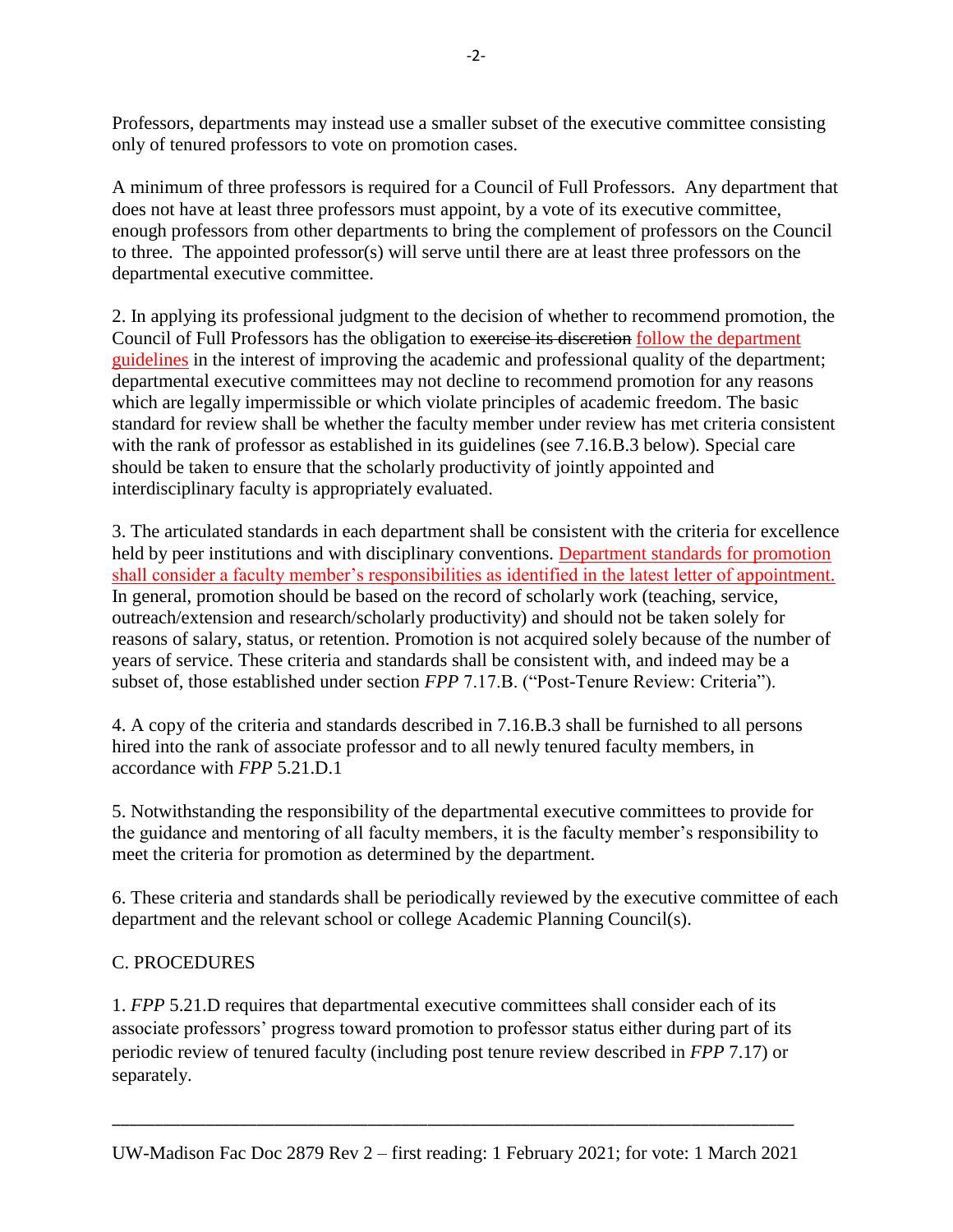Professors, departments may instead use a smaller subset of the executive committee consisting only of tenured professors to vote on promotion cases.

A minimum of three professors is required for a Council of Full Professors. Any department that does not have at least three professors must appoint, by a vote of its executive committee, enough professors from other departments to bring the complement of professors on the Council to three. The appointed professor(s) will serve until there are at least three professors on the departmental executive committee.

2. In applying its professional judgment to the decision of whether to recommend promotion, the Council of Full Professors has the obligation to ~~exercise its discretion~~ <u>follow the department guidelines</u> in the interest of improving the academic and professional quality of the department; departmental executive committees may not decline to recommend promotion for any reasons which are legally impermissible or which violate principles of academic freedom. The basic standard for review shall be whether the faculty member under review has met criteria consistent with the rank of professor as established in its guidelines (see 7.16.B.3 below). Special care should be taken to ensure that the scholarly productivity of jointly appointed and interdisciplinary faculty is appropriately evaluated.

3. The articulated standards in each department shall be consistent with the criteria for excellence held by peer institutions and with disciplinary conventions. <u>Department standards for promotion shall consider a faculty member's responsibilities as identified in the latest letter of appointment.</u> In general, promotion should be based on the record of scholarly work (teaching, service, outreach/extension and research/scholarly productivity) and should not be taken solely for reasons of salary, status, or retention. Promotion is not acquired solely because of the number of years of service. These criteria and standards shall be consistent with, and indeed may be a subset of, those established under section *FPP* 7.17.B. ("Post-Tenure Review: Criteria").

4. A copy of the criteria and standards described in 7.16.B.3 shall be furnished to all persons hired into the rank of associate professor and to all newly tenured faculty members, in accordance with *FPP* 5.21.D.1

5. Notwithstanding the responsibility of the departmental executive committees to provide for the guidance and mentoring of all faculty members, it is the faculty member's responsibility to meet the criteria for promotion as determined by the department.

6. These criteria and standards shall be periodically reviewed by the executive committee of each department and the relevant school or college Academic Planning Council(s).

C. PROCEDURES

1. *FPP* 5.21.D requires that departmental executive committees shall consider each of its associate professors' progress toward promotion to professor status either during part of its periodic review of tenured faculty (including post tenure review described in *FPP* 7.17) or separately.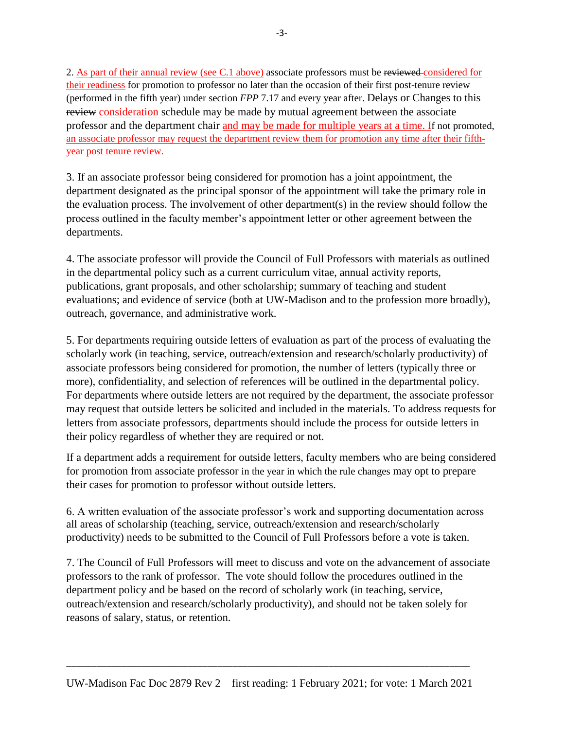2. As part of their annual review (see C.1 above) associate professors must be ~~reviewed~~ considered for their readiness for promotion to professor no later than the occasion of their first post-tenure review (performed in the fifth year) under section *FPP* 7.17 and every year after. ~~Delays or~~ Changes to this ~~review~~ consideration schedule may be made by mutual agreement between the associate professor and the department chair and may be made for multiple years at a time. If not promoted, an associate professor may request the department review them for promotion any time after their fifth-year post tenure review.

3. If an associate professor being considered for promotion has a joint appointment, the department designated as the principal sponsor of the appointment will take the primary role in the evaluation process. The involvement of other department(s) in the review should follow the process outlined in the faculty member's appointment letter or other agreement between the departments.

4. The associate professor will provide the Council of Full Professors with materials as outlined in the departmental policy such as a current curriculum vitae, annual activity reports, publications, grant proposals, and other scholarship; summary of teaching and student evaluations; and evidence of service (both at UW-Madison and to the profession more broadly), outreach, governance, and administrative work.

5. For departments requiring outside letters of evaluation as part of the process of evaluating the scholarly work (in teaching, service, outreach/extension and research/scholarly productivity) of associate professors being considered for promotion, the number of letters (typically three or more), confidentiality, and selection of references will be outlined in the departmental policy. For departments where outside letters are not required by the department, the associate professor may request that outside letters be solicited and included in the materials. To address requests for letters from associate professors, departments should include the process for outside letters in their policy regardless of whether they are required or not.

If a department adds a requirement for outside letters, faculty members who are being considered for promotion from associate professor in the year in which the rule changes may opt to prepare their cases for promotion to professor without outside letters.

6. A written evaluation of the associate professor's work and supporting documentation across all areas of scholarship (teaching, service, outreach/extension and research/scholarly productivity) needs to be submitted to the Council of Full Professors before a vote is taken.

7. The Council of Full Professors will meet to discuss and vote on the advancement of associate professors to the rank of professor. The vote should follow the procedures outlined in the department policy and be based on the record of scholarly work (in teaching, service, outreach/extension and research/scholarly productivity), and should not be taken solely for reasons of salary, status, or retention.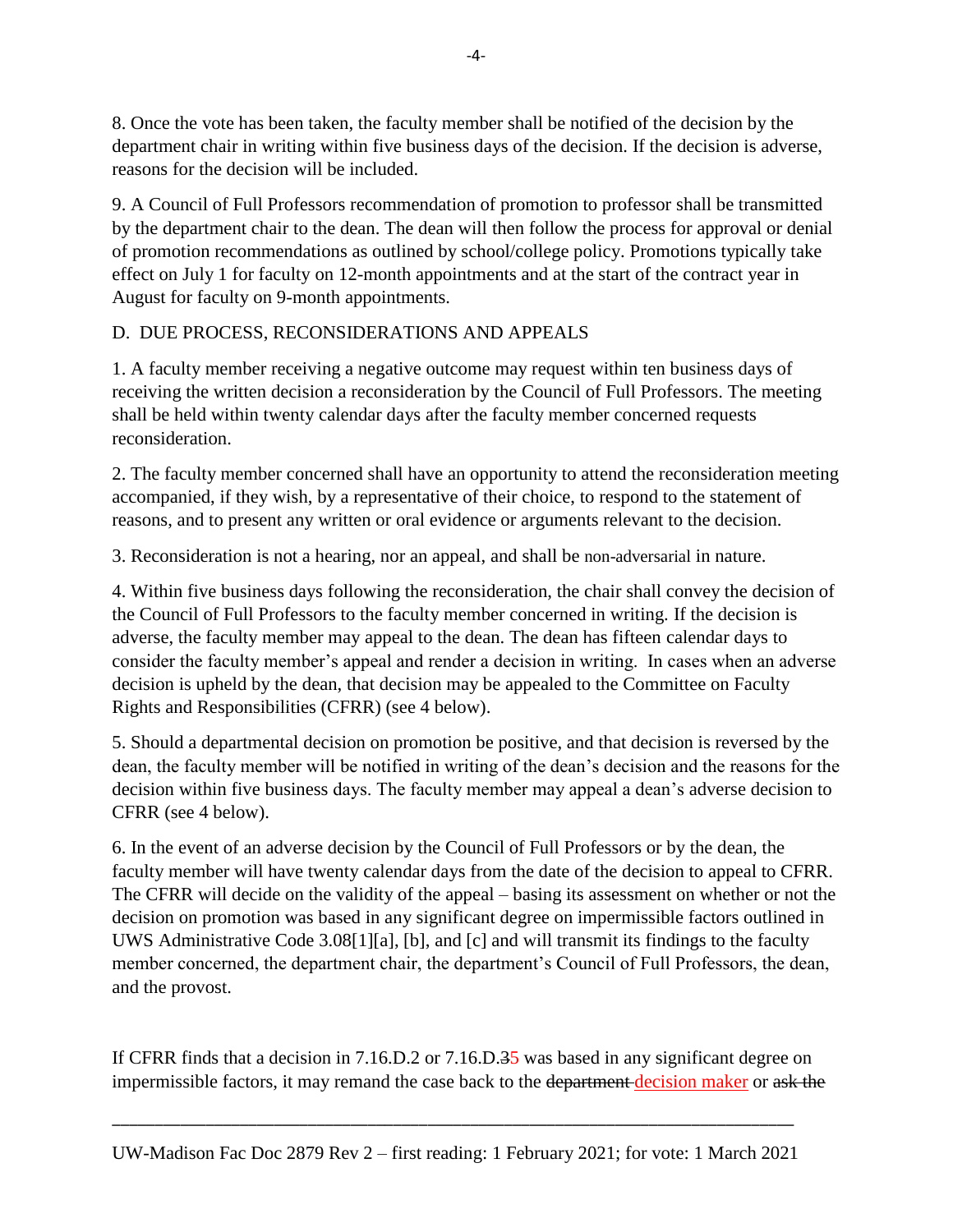8. Once the vote has been taken, the faculty member shall be notified of the decision by the department chair in writing within five business days of the decision. If the decision is adverse, reasons for the decision will be included.

9. A Council of Full Professors recommendation of promotion to professor shall be transmitted by the department chair to the dean. The dean will then follow the process for approval or denial of promotion recommendations as outlined by school/college policy. Promotions typically take effect on July 1 for faculty on 12-month appointments and at the start of the contract year in August for faculty on 9-month appointments.

D. DUE PROCESS, RECONSIDERATIONS AND APPEALS

1. A faculty member receiving a negative outcome may request within ten business days of receiving the written decision a reconsideration by the Council of Full Professors. The meeting shall be held within twenty calendar days after the faculty member concerned requests reconsideration.

2. The faculty member concerned shall have an opportunity to attend the reconsideration meeting accompanied, if they wish, by a representative of their choice, to respond to the statement of reasons, and to present any written or oral evidence or arguments relevant to the decision.

3. Reconsideration is not a hearing, nor an appeal, and shall be non-adversarial in nature.

4. Within five business days following the reconsideration, the chair shall convey the decision of the Council of Full Professors to the faculty member concerned in writing. If the decision is adverse, the faculty member may appeal to the dean. The dean has fifteen calendar days to consider the faculty member's appeal and render a decision in writing. In cases when an adverse decision is upheld by the dean, that decision may be appealed to the Committee on Faculty Rights and Responsibilities (CFRR) (see 4 below).

5. Should a departmental decision on promotion be positive, and that decision is reversed by the dean, the faculty member will be notified in writing of the dean's decision and the reasons for the decision within five business days. The faculty member may appeal a dean's adverse decision to CFRR (see 4 below).

6. In the event of an adverse decision by the Council of Full Professors or by the dean, the faculty member will have twenty calendar days from the date of the decision to appeal to CFRR. The CFRR will decide on the validity of the appeal – basing its assessment on whether or not the decision on promotion was based in any significant degree on impermissible factors outlined in UWS Administrative Code 3.08[1][a], [b], and [c] and will transmit its findings to the faculty member concerned, the department chair, the department's Council of Full Professors, the dean, and the provost.

If CFRR finds that a decision in 7.16.D.2 or 7.16.D.~~3~~5 was based in any significant degree on impermissible factors, it may remand the case back to the ~~department~~ decision maker or ~~ask the~~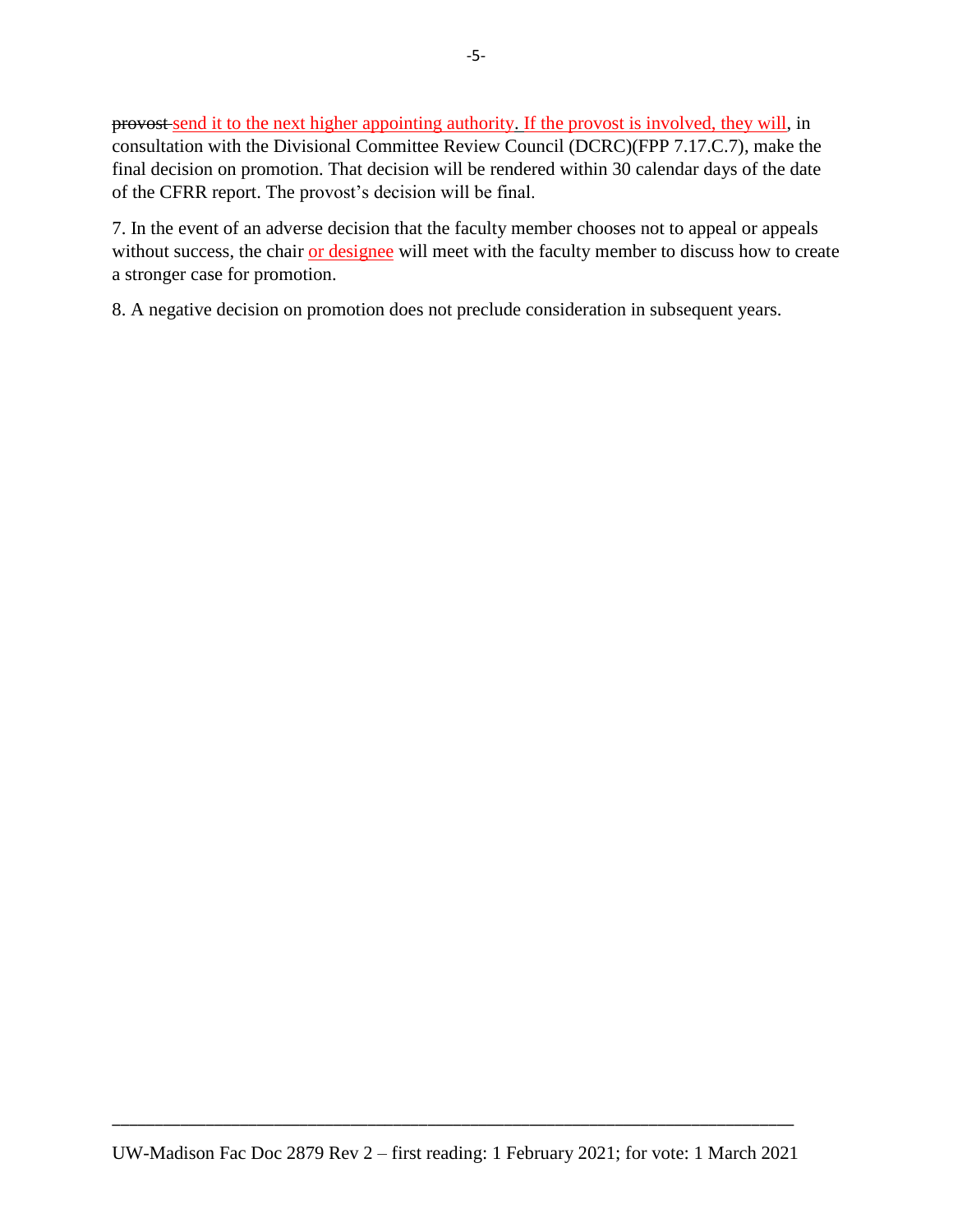~~provost~~ send it to the next higher appointing authority. If the provost is involved, they will, in consultation with the Divisional Committee Review Council (DCRC)(FPP 7.17.C.7), make the final decision on promotion. That decision will be rendered within 30 calendar days of the date of the CFRR report. The provost's decision will be final.

7. In the event of an adverse decision that the faculty member chooses not to appeal or appeals without success, the chair or designee will meet with the faculty member to discuss how to create a stronger case for promotion.

8. A negative decision on promotion does not preclude consideration in subsequent years.